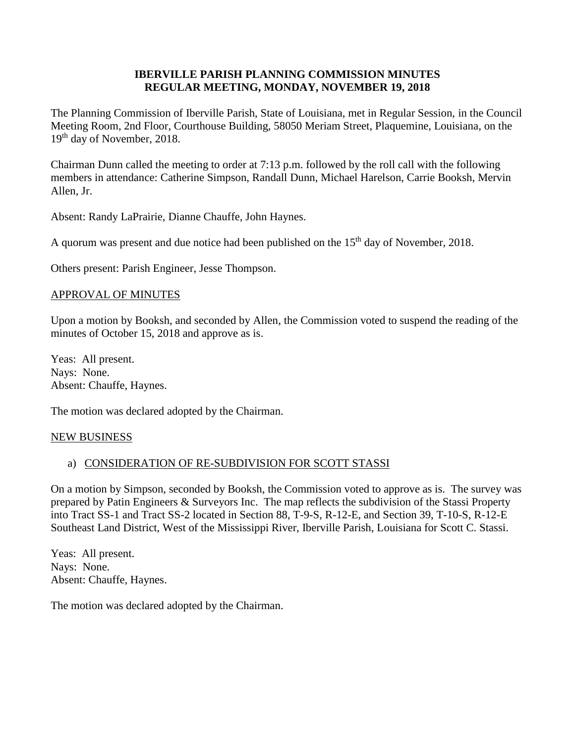**IBERVILLE PARISH PLANNING COMMISSION MINUTES**
**REGULAR MEETING, MONDAY, NOVEMBER 19, 2018**

The Planning Commission of Iberville Parish, State of Louisiana, met in Regular Session, in the Council Meeting Room, 2nd Floor, Courthouse Building, 58050 Meriam Street, Plaquemine, Louisiana, on the 19th day of November, 2018.

Chairman Dunn called the meeting to order at 7:13 p.m. followed by the roll call with the following members in attendance: Catherine Simpson, Randall Dunn, Michael Harelson, Carrie Booksh, Mervin Allen, Jr.

Absent: Randy LaPrairie, Dianne Chauffe, John Haynes.

A quorum was present and due notice had been published on the 15th day of November, 2018.

Others present: Parish Engineer, Jesse Thompson.

APPROVAL OF MINUTES

Upon a motion by Booksh, and seconded by Allen, the Commission voted to suspend the reading of the minutes of October 15, 2018 and approve as is.

Yeas: All present.
Nays: None.
Absent: Chauffe, Haynes.

The motion was declared adopted by the Chairman.

NEW BUSINESS

a) CONSIDERATION OF RE-SUBDIVISION FOR SCOTT STASSI

On a motion by Simpson, seconded by Booksh, the Commission voted to approve as is. The survey was prepared by Patin Engineers & Surveyors Inc. The map reflects the subdivision of the Stassi Property into Tract SS-1 and Tract SS-2 located in Section 88, T-9-S, R-12-E, and Section 39, T-10-S, R-12-E Southeast Land District, West of the Mississippi River, Iberville Parish, Louisiana for Scott C. Stassi.

Yeas: All present.
Nays: None.
Absent: Chauffe, Haynes.

The motion was declared adopted by the Chairman.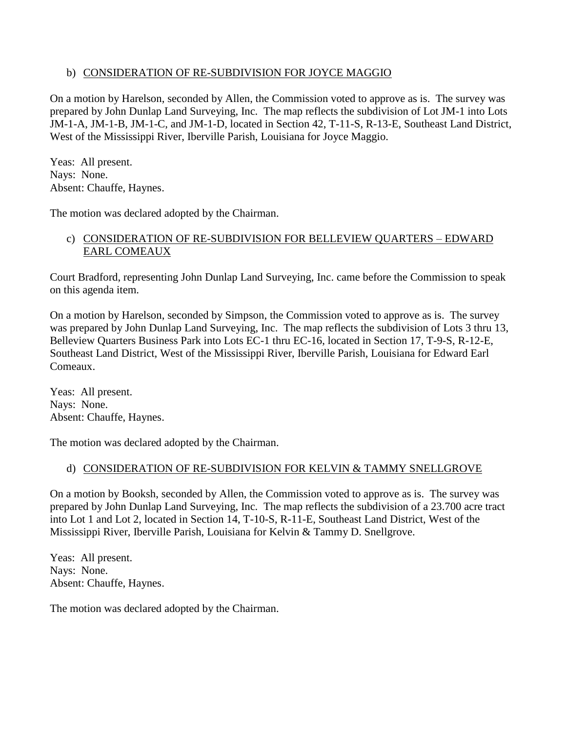b) CONSIDERATION OF RE-SUBDIVISION FOR JOYCE MAGGIO

On a motion by Harelson, seconded by Allen, the Commission voted to approve as is. The survey was prepared by John Dunlap Land Surveying, Inc. The map reflects the subdivision of Lot JM-1 into Lots JM-1-A, JM-1-B, JM-1-C, and JM-1-D, located in Section 42, T-11-S, R-13-E, Southeast Land District, West of the Mississippi River, Iberville Parish, Louisiana for Joyce Maggio.

Yeas: All present.
Nays: None.
Absent: Chauffe, Haynes.

The motion was declared adopted by the Chairman.

c) CONSIDERATION OF RE-SUBDIVISION FOR BELLEVIEW QUARTERS – EDWARD EARL COMEAUX

Court Bradford, representing John Dunlap Land Surveying, Inc. came before the Commission to speak on this agenda item.

On a motion by Harelson, seconded by Simpson, the Commission voted to approve as is. The survey was prepared by John Dunlap Land Surveying, Inc. The map reflects the subdivision of Lots 3 thru 13, Belleview Quarters Business Park into Lots EC-1 thru EC-16, located in Section 17, T-9-S, R-12-E, Southeast Land District, West of the Mississippi River, Iberville Parish, Louisiana for Edward Earl Comeaux.

Yeas: All present.
Nays: None.
Absent: Chauffe, Haynes.

The motion was declared adopted by the Chairman.

d) CONSIDERATION OF RE-SUBDIVISION FOR KELVIN & TAMMY SNELLGROVE

On a motion by Booksh, seconded by Allen, the Commission voted to approve as is. The survey was prepared by John Dunlap Land Surveying, Inc. The map reflects the subdivision of a 23.700 acre tract into Lot 1 and Lot 2, located in Section 14, T-10-S, R-11-E, Southeast Land District, West of the Mississippi River, Iberville Parish, Louisiana for Kelvin & Tammy D. Snellgrove.

Yeas: All present.
Nays: None.
Absent: Chauffe, Haynes.

The motion was declared adopted by the Chairman.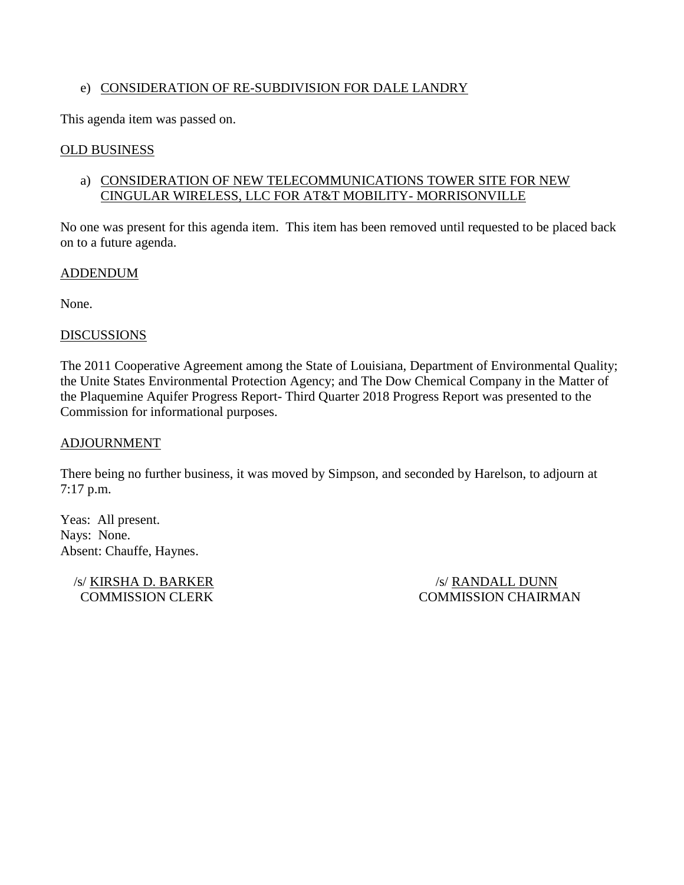e) CONSIDERATION OF RE-SUBDIVISION FOR DALE LANDRY

This agenda item was passed on.

OLD BUSINESS

a) CONSIDERATION OF NEW TELECOMMUNICATIONS TOWER SITE FOR NEW CINGULAR WIRELESS, LLC FOR AT&T MOBILITY- MORRISONVILLE

No one was present for this agenda item. This item has been removed until requested to be placed back on to a future agenda.

ADDENDUM

None.

DISCUSSIONS

The 2011 Cooperative Agreement among the State of Louisiana, Department of Environmental Quality; the Unite States Environmental Protection Agency; and The Dow Chemical Company in the Matter of the Plaquemine Aquifer Progress Report- Third Quarter 2018 Progress Report was presented to the Commission for informational purposes.

ADJOURNMENT

There being no further business, it was moved by Simpson, and seconded by Harelson, to adjourn at 7:17 p.m.

Yeas: All present.
Nays: None.
Absent: Chauffe, Haynes.

/s/ KIRSHA D. BARKER
COMMISSION CLERK

/s/ RANDALL DUNN
COMMISSION CHAIRMAN